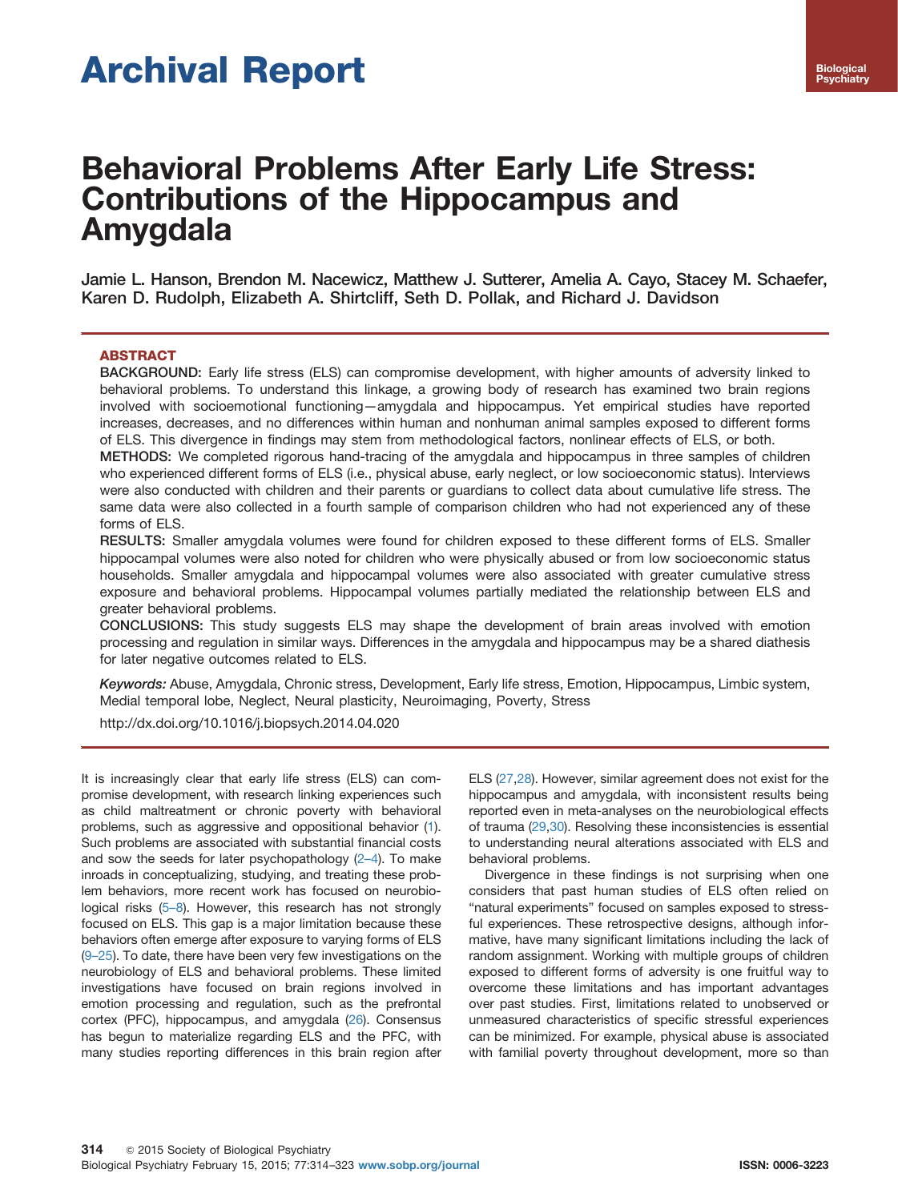# Archival Report

# Behavioral Problems After Early Life Stress: Contributions of the Hippocampus and Amygdala

Jamie L. Hanson, Brendon M. Nacewicz, Matthew J. Sutterer, Amelia A. Cayo, Stacey M. Schaefer, Karen D. Rudolph, Elizabeth A. Shirtcliff, Seth D. Pollak, and Richard J. Davidson

## ABSTRACT

**BACKGROUND:** Early life stress (ELS) can compromise development, with higher amounts of adversity linked to behavioral problems. To understand this linkage, a growing body of research has examined two brain regions involved with socioemotional functioning—amygdala and hippocampus. Yet empirical studies have reported increases, decreases, and no differences within human and nonhuman animal samples exposed to different forms of ELS. This divergence in findings may stem from methodological factors, nonlinear effects of ELS, or both.

**METHODS:** We completed rigorous hand-tracing of the amygdala and hippocampus in three samples of children who experienced different forms of ELS (i.e., physical abuse, early neglect, or low socioeconomic status). Interviews were also conducted with children and their parents or guardians to collect data about cumulative life stress. The same data were also collected in a fourth sample of comparison children who had not experienced any of these forms of ELS.

**RESULTS:** Smaller amygdala volumes were found for children exposed to these different forms of ELS. Smaller hippocampal volumes were also noted for children who were physically abused or from low socioeconomic status households. Smaller amygdala and hippocampal volumes were also associated with greater cumulative stress exposure and behavioral problems. Hippocampal volumes partially mediated the relationship between ELS and greater behavioral problems.

**CONCLUSIONS:** This study suggests ELS may shape the development of brain areas involved with emotion processing and regulation in similar ways. Differences in the amygdala and hippocampus may be a shared diathesis for later negative outcomes related to ELS.

*Keywords:* Abuse, Amygdala, Chronic stress, Development, Early life stress, Emotion, Hippocampus, Limbic system, Medial temporal lobe, Neglect, Neural plasticity, Neuroimaging, Poverty, Stress

http://dx.doi.org/10.1016/j.biopsych.2014.04.020

It is increasingly clear that early life stress (ELS) can compromise development, with research linking experiences such as child maltreatment or chronic poverty with behavioral problems, such as aggressive and oppositional behavior (1). Such problems are associated with substantial financial costs and sow the seeds for later psychopathology (2–4). To make inroads in conceptualizing, studying, and treating these problem behaviors, more recent work has focused on neurobiological risks (5–8). However, this research has not strongly focused on ELS. This gap is a major limitation because these behaviors often emerge after exposure to varying forms of ELS (9–25). To date, there have been very few investigations on the neurobiology of ELS and behavioral problems. These limited investigations have focused on brain regions involved in emotion processing and regulation, such as the prefrontal cortex (PFC), hippocampus, and amygdala (26). Consensus has begun to materialize regarding ELS and the PFC, with many studies reporting differences in this brain region after ELS (27,28). However, similar agreement does not exist for the hippocampus and amygdala, with inconsistent results being reported even in meta-analyses on the neurobiological effects of trauma (29,30). Resolving these inconsistencies is essential to understanding neural alterations associated with ELS and behavioral problems.

Divergence in these findings is not surprising when one considers that past human studies of ELS often relied on "natural experiments" focused on samples exposed to stressful experiences. These retrospective designs, although informative, have many significant limitations including the lack of random assignment. Working with multiple groups of children exposed to different forms of adversity is one fruitful way to overcome these limitations and has important advantages over past studies. First, limitations related to unobserved or unmeasured characteristics of specific stressful experiences can be minimized. For example, physical abuse is associated with familial poverty throughout development, more so than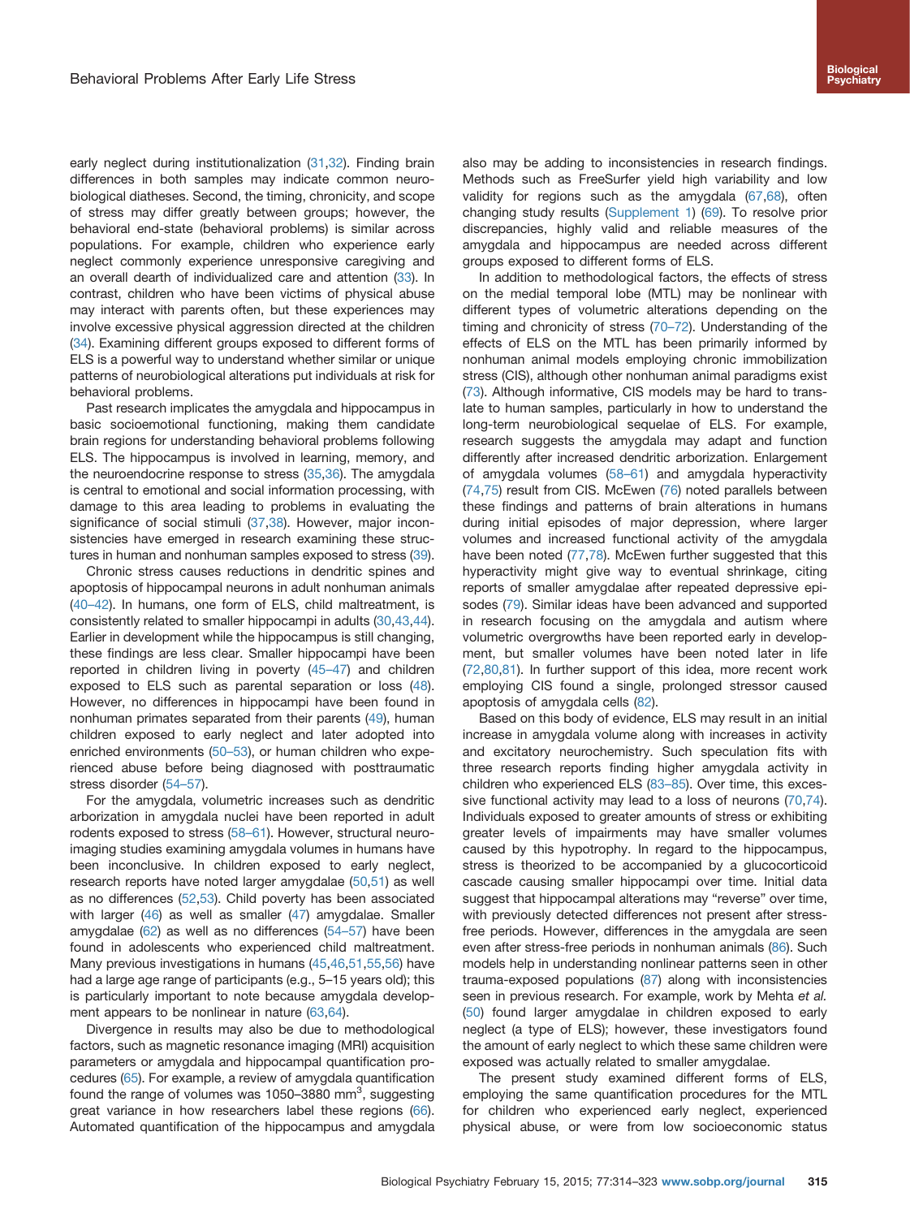early neglect during institutionalization (31,32). Finding brain differences in both samples may indicate common neurobiological diatheses. Second, the timing, chronicity, and scope of stress may differ greatly between groups; however, the behavioral end-state (behavioral problems) is similar across populations. For example, children who experience early neglect commonly experience unresponsive caregiving and an overall dearth of individualized care and attention (33). In contrast, children who have been victims of physical abuse may interact with parents often, but these experiences may involve excessive physical aggression directed at the children (34). Examining different groups exposed to different forms of ELS is a powerful way to understand whether similar or unique patterns of neurobiological alterations put individuals at risk for behavioral problems.

Past research implicates the amygdala and hippocampus in basic socioemotional functioning, making them candidate brain regions for understanding behavioral problems following ELS. The hippocampus is involved in learning, memory, and the neuroendocrine response to stress (35,36). The amygdala is central to emotional and social information processing, with damage to this area leading to problems in evaluating the significance of social stimuli (37,38). However, major inconsistencies have emerged in research examining these structures in human and nonhuman samples exposed to stress (39).

Chronic stress causes reductions in dendritic spines and apoptosis of hippocampal neurons in adult nonhuman animals (40–42). In humans, one form of ELS, child maltreatment, is consistently related to smaller hippocampi in adults (30,43,44). Earlier in development while the hippocampus is still changing, these findings are less clear. Smaller hippocampi have been reported in children living in poverty (45–47) and children exposed to ELS such as parental separation or loss (48). However, no differences in hippocampi have been found in nonhuman primates separated from their parents (49), human children exposed to early neglect and later adopted into enriched environments (50–53), or human children who experienced abuse before being diagnosed with posttraumatic stress disorder (54–57).

For the amygdala, volumetric increases such as dendritic arborization in amygdala nuclei have been reported in adult rodents exposed to stress (58–61). However, structural neuroimaging studies examining amygdala volumes in humans have been inconclusive. In children exposed to early neglect, research reports have noted larger amygdalae (50,51) as well as no differences (52,53). Child poverty has been associated with larger (46) as well as smaller (47) amygdalae. Smaller amygdalae (62) as well as no differences (54–57) have been found in adolescents who experienced child maltreatment. Many previous investigations in humans (45,46,51,55,56) have had a large age range of participants (e.g., 5–15 years old); this is particularly important to note because amygdala development appears to be nonlinear in nature (63,64).

Divergence in results may also be due to methodological factors, such as magnetic resonance imaging (MRI) acquisition parameters or amygdala and hippocampal quantification procedures (65). For example, a review of amygdala quantification found the range of volumes was 1050–3880 $mm^3$, suggesting great variance in how researchers label these regions (66). Automated quantification of the hippocampus and amygdala also may be adding to inconsistencies in research findings. Methods such as FreeSurfer yield high variability and low validity for regions such as the amygdala (67,68), often changing study results (Supplement 1) (69). To resolve prior discrepancies, highly valid and reliable measures of the amygdala and hippocampus are needed across different groups exposed to different forms of ELS.

In addition to methodological factors, the effects of stress on the medial temporal lobe (MTL) may be nonlinear with different types of volumetric alterations depending on the timing and chronicity of stress (70–72). Understanding of the effects of ELS on the MTL has been primarily informed by nonhuman animal models employing chronic immobilization stress (CIS), although other nonhuman animal paradigms exist (73). Although informative, CIS models may be hard to translate to human samples, particularly in how to understand the long-term neurobiological sequelae of ELS. For example, research suggests the amygdala may adapt and function differently after increased dendritic arborization. Enlargement of amygdala volumes (58–61) and amygdala hyperactivity (74,75) result from CIS. McEwen (76) noted parallels between these findings and patterns of brain alterations in humans during initial episodes of major depression, where larger volumes and increased functional activity of the amygdala have been noted (77,78). McEwen further suggested that this hyperactivity might give way to eventual shrinkage, citing reports of smaller amygdalae after repeated depressive episodes (79). Similar ideas have been advanced and supported in research focusing on the amygdala and autism where volumetric overgrowths have been reported early in development, but smaller volumes have been noted later in life (72,80,81). In further support of this idea, more recent work employing CIS found a single, prolonged stressor caused apoptosis of amygdala cells (82).

Based on this body of evidence, ELS may result in an initial increase in amygdala volume along with increases in activity and excitatory neurochemistry. Such speculation fits with three research reports finding higher amygdala activity in children who experienced ELS (83–85). Over time, this excessive functional activity may lead to a loss of neurons (70,74). Individuals exposed to greater amounts of stress or exhibiting greater levels of impairments may have smaller volumes caused by this hypotrophy. In regard to the hippocampus, stress is theorized to be accompanied by a glucocorticoid cascade causing smaller hippocampi over time. Initial data suggest that hippocampal alterations may "reverse" over time, with previously detected differences not present after stress-free periods. However, differences in the amygdala are seen even after stress-free periods in nonhuman animals (86). Such models help in understanding nonlinear patterns seen in other trauma-exposed populations (87) along with inconsistencies seen in previous research. For example, work by Mehta *et al.* (50) found larger amygdalae in children exposed to early neglect (a type of ELS); however, these investigators found the amount of early neglect to which these same children were exposed was actually related to smaller amygdalae.

The present study examined different forms of ELS, employing the same quantification procedures for the MTL for children who experienced early neglect, experienced physical abuse, or were from low socioeconomic status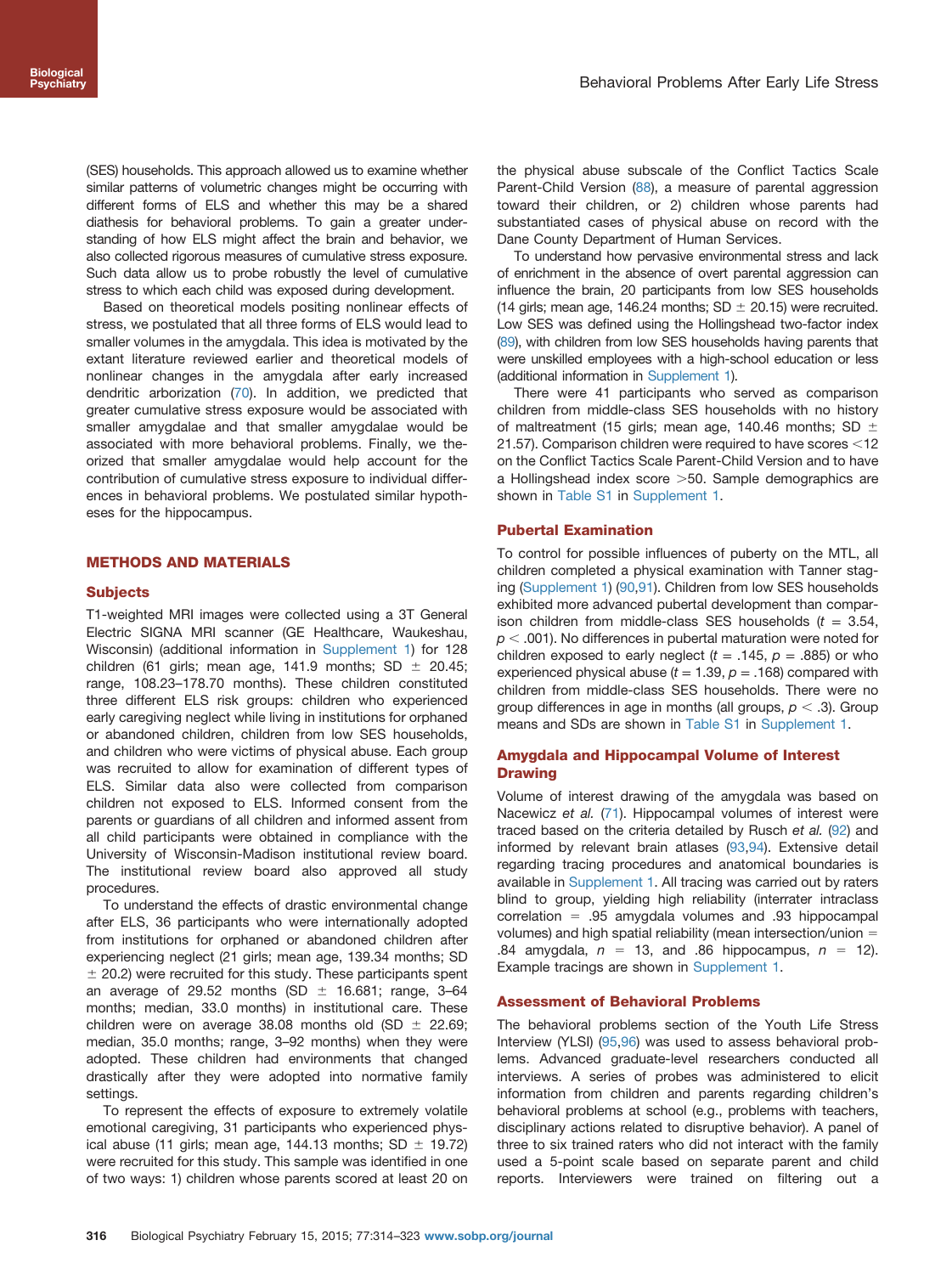(SES) households. This approach allowed us to examine whether similar patterns of volumetric changes might be occurring with different forms of ELS and whether this may be a shared diathesis for behavioral problems. To gain a greater understanding of how ELS might affect the brain and behavior, we also collected rigorous measures of cumulative stress exposure. Such data allow us to probe robustly the level of cumulative stress to which each child was exposed during development.

Based on theoretical models positing nonlinear effects of stress, we postulated that all three forms of ELS would lead to smaller volumes in the amygdala. This idea is motivated by the extant literature reviewed earlier and theoretical models of nonlinear changes in the amygdala after early increased dendritic arborization (70). In addition, we predicted that greater cumulative stress exposure would be associated with smaller amygdalae and that smaller amygdalae would be associated with more behavioral problems. Finally, we theorized that smaller amygdalae would help account for the contribution of cumulative stress exposure to individual differences in behavioral problems. We postulated similar hypotheses for the hippocampus.

## METHODS AND MATERIALS

### Subjects

T1-weighted MRI images were collected using a 3T General Electric SIGNA MRI scanner (GE Healthcare, Waukeshau, Wisconsin) (additional information in Supplement 1) for 128 children (61 girls; mean age, 141.9 months; SD ± 20.45; range, 108.23–178.70 months). These children constituted three different ELS risk groups: children who experienced early caregiving neglect while living in institutions for orphaned or abandoned children, children from low SES households, and children who were victims of physical abuse. Each group was recruited to allow for examination of different types of ELS. Similar data also were collected from comparison children not exposed to ELS. Informed consent from the parents or guardians of all children and informed assent from all child participants were obtained in compliance with the University of Wisconsin-Madison institutional review board. The institutional review board also approved all study procedures.

To understand the effects of drastic environmental change after ELS, 36 participants who were internationally adopted from institutions for orphaned or abandoned children after experiencing neglect (21 girls; mean age, 139.34 months; SD ± 20.2) were recruited for this study. These participants spent an average of 29.52 months (SD ± 16.681; range, 3–64 months; median, 33.0 months) in institutional care. These children were on average 38.08 months old (SD ± 22.69; median, 35.0 months; range, 3–92 months) when they were adopted. These children had environments that changed drastically after they were adopted into normative family settings.

To represent the effects of exposure to extremely volatile emotional caregiving, 31 participants who experienced physical abuse (11 girls; mean age, 144.13 months; SD ± 19.72) were recruited for this study. This sample was identified in one of two ways: 1) children whose parents scored at least 20 on the physical abuse subscale of the Conflict Tactics Scale Parent-Child Version (88), a measure of parental aggression toward their children, or 2) children whose parents had substantiated cases of physical abuse on record with the Dane County Department of Human Services.

To understand how pervasive environmental stress and lack of enrichment in the absence of overt parental aggression can influence the brain, 20 participants from low SES households (14 girls; mean age, 146.24 months; SD ± 20.15) were recruited. Low SES was defined using the Hollingshead two-factor index (89), with children from low SES households having parents that were unskilled employees with a high-school education or less (additional information in Supplement 1).

There were 41 participants who served as comparison children from middle-class SES households with no history of maltreatment (15 girls; mean age, 140.46 months; SD ± 21.57). Comparison children were required to have scores <12 on the Conflict Tactics Scale Parent-Child Version and to have a Hollingshead index score >50. Sample demographics are shown in Table S1 in Supplement 1.

### Pubertal Examination

To control for possible influences of puberty on the MTL, all children completed a physical examination with Tanner staging (Supplement 1) (90,91). Children from low SES households exhibited more advanced pubertal development than comparison children from middle-class SES households ($t$ = 3.54, $p < .001$). No differences in pubertal maturation were noted for children exposed to early neglect ($t$ = .145, $p$ = .885) or who experienced physical abuse ($t$ = 1.39, $p$ = .168) compared with children from middle-class SES households. There were no group differences in age in months (all groups, $p < .3$). Group means and SDs are shown in Table S1 in Supplement 1.

### Amygdala and Hippocampal Volume of Interest Drawing

Volume of interest drawing of the amygdala was based on Nacewicz *et al.* (71). Hippocampal volumes of interest were traced based on the criteria detailed by Rusch *et al.* (92) and informed by relevant brain atlases (93,94). Extensive detail regarding tracing procedures and anatomical boundaries is available in Supplement 1. All tracing was carried out by raters blind to group, yielding high reliability (interrater intraclass correlation = .95 amygdala volumes and .93 hippocampal volumes) and high spatial reliability (mean intersection/union = .84 amygdala, $n$ = 13, and .86 hippocampus, $n$ = 12). Example tracings are shown in Supplement 1.

### Assessment of Behavioral Problems

The behavioral problems section of the Youth Life Stress Interview (YLSI) (95,96) was used to assess behavioral problems. Advanced graduate-level researchers conducted all interviews. A series of probes was administered to elicit information from children and parents regarding children's behavioral problems at school (e.g., problems with teachers, disciplinary actions related to disruptive behavior). A panel of three to six trained raters who did not interact with the family used a 5-point scale based on separate parent and child reports. Interviewers were trained on filtering out a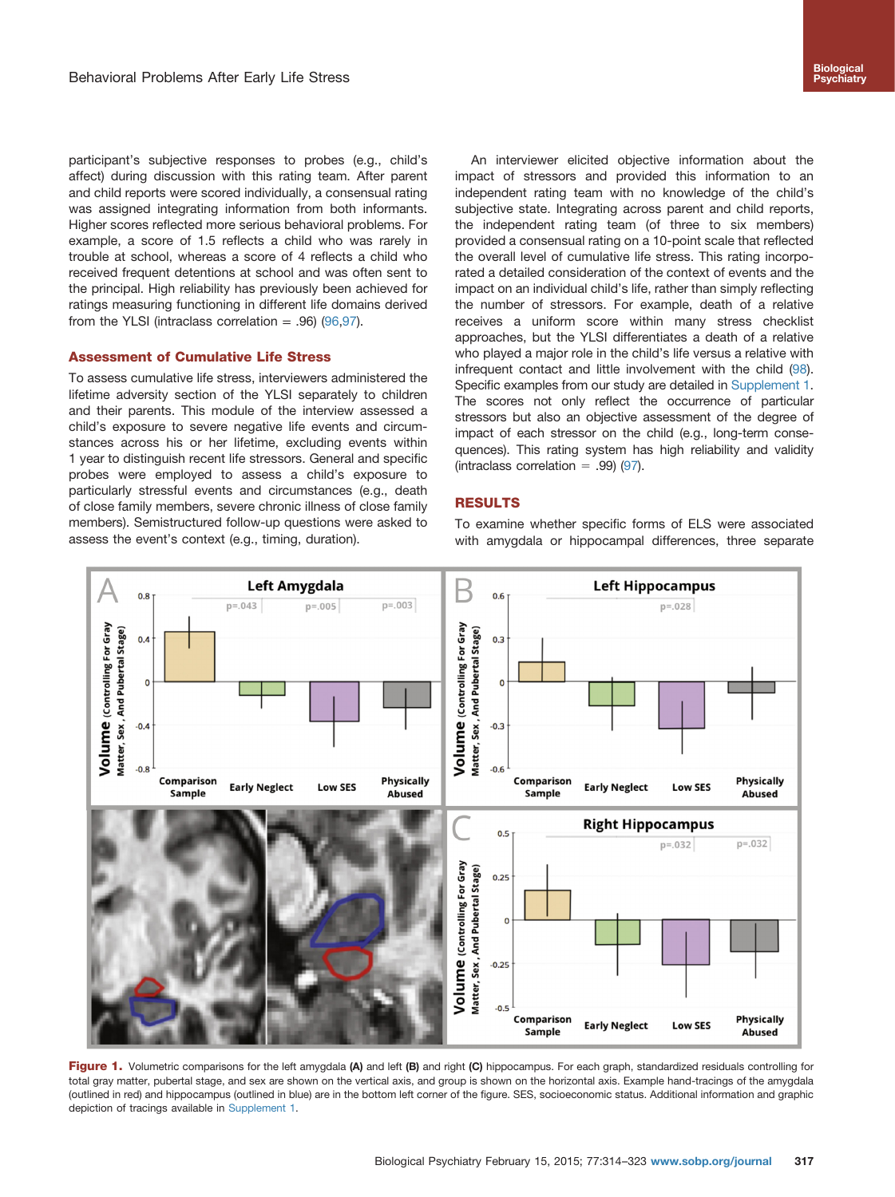participant's subjective responses to probes (e.g., child's affect) during discussion with this rating team. After parent and child reports were scored individually, a consensual rating was assigned integrating information from both informants. Higher scores reflected more serious behavioral problems. For example, a score of 1.5 reflects a child who was rarely in trouble at school, whereas a score of 4 reflects a child who received frequent detentions at school and was often sent to the principal. High reliability has previously been achieved for ratings measuring functioning in different life domains derived from the YLSI (intraclass correlation = .96) (96,97).

### Assessment of Cumulative Life Stress

To assess cumulative life stress, interviewers administered the lifetime adversity section of the YLSI separately to children and their parents. This module of the interview assessed a child's exposure to severe negative life events and circumstances across his or her lifetime, excluding events within 1 year to distinguish recent life stressors. General and specific probes were employed to assess a child's exposure to particularly stressful events and circumstances (e.g., death of close family members, severe chronic illness of close family members). Semistructured follow-up questions were asked to assess the event's context (e.g., timing, duration).

An interviewer elicited objective information about the impact of stressors and provided this information to an independent rating team with no knowledge of the child's subjective state. Integrating across parent and child reports, the independent rating team (of three to six members) provided a consensual rating on a 10-point scale that reflected the overall level of cumulative life stress. This rating incorporated a detailed consideration of the context of events and the impact on an individual child's life, rather than simply reflecting the number of stressors. For example, death of a relative receives a uniform score within many stress checklist approaches, but the YLSI differentiates a death of a relative who played a major role in the child's life versus a relative with infrequent contact and little involvement with the child (98). Specific examples from our study are detailed in Supplement 1. The scores not only reflect the occurrence of particular stressors but also an objective assessment of the degree of impact of each stressor on the child (e.g., long-term consequences). This rating system has high reliability and validity (intraclass correlation = .99) (97).

## RESULTS

To examine whether specific forms of ELS were associated with amygdala or hippocampal differences, three separate

**Figure 1.** Volumetric comparisons for the left amygdala **(A)** and left **(B)** and right **(C)** hippocampus. For each graph, standardized residuals controlling for total gray matter, pubertal stage, and sex are shown on the vertical axis, and group is shown on the horizontal axis. Example hand-tracings of the amygdala (outlined in red) and hippocampus (outlined in blue) are in the bottom left corner of the figure. SES, socioeconomic status. Additional information and graphic depiction of tracings available in Supplement 1.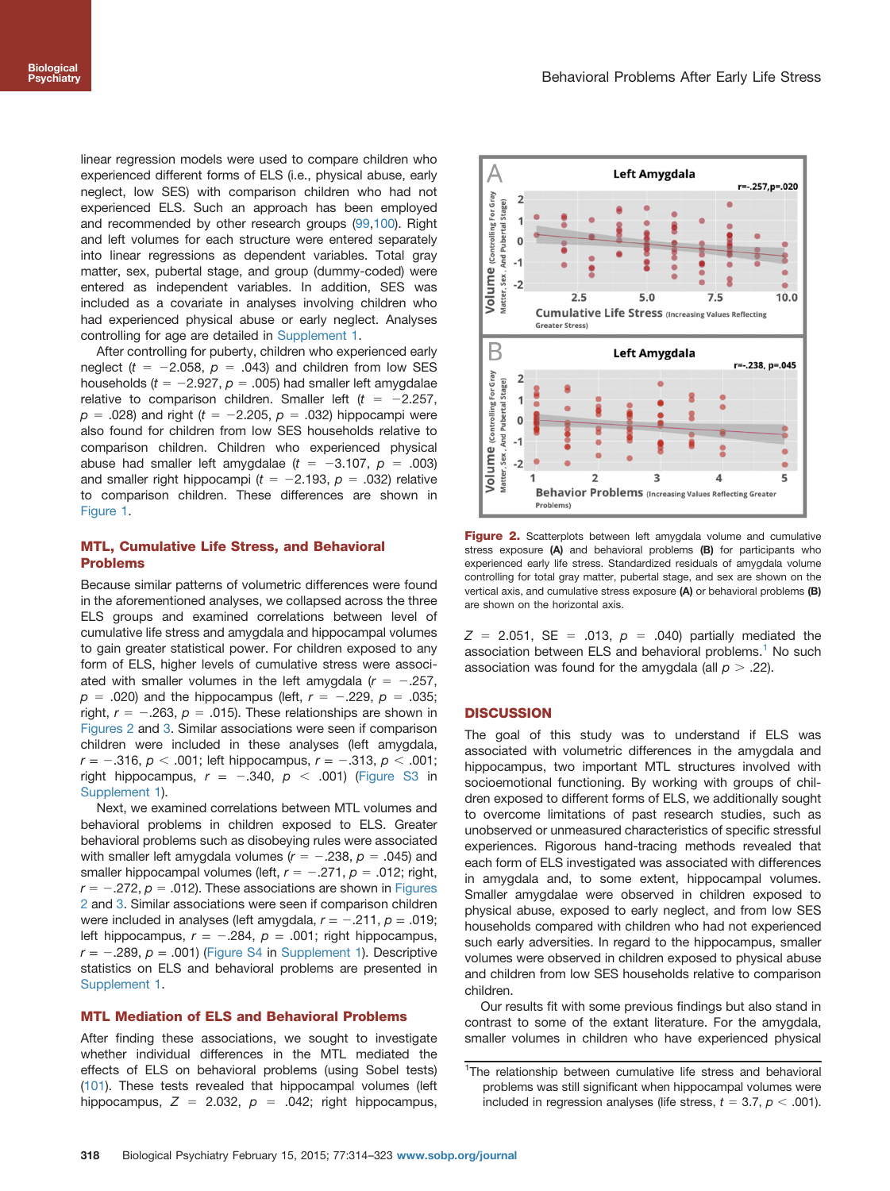linear regression models were used to compare children who experienced different forms of ELS (i.e., physical abuse, early neglect, low SES) with comparison children who had not experienced ELS. Such an approach has been employed and recommended by other research groups (99,100). Right and left volumes for each structure were entered separately into linear regressions as dependent variables. Total gray matter, sex, pubertal stage, and group (dummy-coded) were entered as independent variables. In addition, SES was included as a covariate in analyses involving children who had experienced physical abuse or early neglect. Analyses controlling for age are detailed in Supplement 1.

After controlling for puberty, children who experienced early neglect ($t = -2.058$, $p = .043$) and children from low SES households ($t = -2.927$, $p = .005$) had smaller left amygdalae relative to comparison children. Smaller left ($t = -2.257$, $p = .028$) and right ($t = -2.205$, $p = .032$) hippocampi were also found for children from low SES households relative to comparison children. Children who experienced physical abuse had smaller left amygdalae ($t = -3.107$, $p = .003$) and smaller right hippocampi ($t = -2.193$, $p = .032$) relative to comparison children. These differences are shown in Figure 1.

## MTL, Cumulative Life Stress, and Behavioral Problems

Because similar patterns of volumetric differences were found in the aforementioned analyses, we collapsed across the three ELS groups and examined correlations between level of cumulative life stress and amygdala and hippocampal volumes to gain greater statistical power. For children exposed to any form of ELS, higher levels of cumulative stress were associated with smaller volumes in the left amygdala ($r = -.257$, $p = .020$) and the hippocampus (left, $r = -.229$, $p = .035$; right, $r = -.263$, $p = .015$). These relationships are shown in Figures 2 and 3. Similar associations were seen if comparison children were included in these analyses (left amygdala, $r = -.316$, $p < .001$; left hippocampus, $r = -.313$, $p < .001$; right hippocampus, $r = -.340$, $p < .001$) (Figure S3 in Supplement 1).

Next, we examined correlations between MTL volumes and behavioral problems in children exposed to ELS. Greater behavioral problems such as disobeying rules were associated with smaller left amygdala volumes ($r = -.238$, $p = .045$) and smaller hippocampal volumes (left, $r = -.271$, $p = .012$; right, $r = -.272$, $p = .012$). These associations are shown in Figures 2 and 3. Similar associations were seen if comparison children were included in analyses (left amygdala, $r = -.211$, $p = .019$; left hippocampus, $r = -.284$, $p = .001$; right hippocampus, $r = -.289$, $p = .001$) (Figure S4 in Supplement 1). Descriptive statistics on ELS and behavioral problems are presented in Supplement 1.

## MTL Mediation of ELS and Behavioral Problems

After finding these associations, we sought to investigate whether individual differences in the MTL mediated the effects of ELS on behavioral problems (using Sobel tests) (101). These tests revealed that hippocampal volumes (left hippocampus, $Z = 2.032$, $p = .042$; right hippocampus, $Z = 2.051$, SE $= .013$, $p = .040$) partially mediated the association between ELS and behavioral problems.[1] No such association was found for the amygdala (all $p > .22$).

**Figure 2.** Scatterplots between left amygdala volume and cumulative stress exposure **(A)** and behavioral problems **(B)** for participants who experienced early life stress. Standardized residuals of amygdala volume controlling for total gray matter, pubertal stage, and sex are shown on the vertical axis, and cumulative stress exposure **(A)** or behavioral problems **(B)** are shown on the horizontal axis.

## DISCUSSION

The goal of this study was to understand if ELS was associated with volumetric differences in the amygdala and hippocampus, two important MTL structures involved with socioemotional functioning. By working with groups of children exposed to different forms of ELS, we additionally sought to overcome limitations of past research studies, such as unobserved or unmeasured characteristics of specific stressful experiences. Rigorous hand-tracing methods revealed that each form of ELS investigated was associated with differences in amygdala and, to some extent, hippocampal volumes. Smaller amygdalae were observed in children exposed to physical abuse, exposed to early neglect, and from low SES households compared with children who had not experienced such early adversities. In regard to the hippocampus, smaller volumes were observed in children exposed to physical abuse and children from low SES households relative to comparison children.

Our results fit with some previous findings but also stand in contrast to some of the extant literature. For the amygdala, smaller volumes in children who have experienced physical

[1] The relationship between cumulative life stress and behavioral problems was still significant when hippocampal volumes were included in regression analyses (life stress, $t = 3.7$, $p < .001$).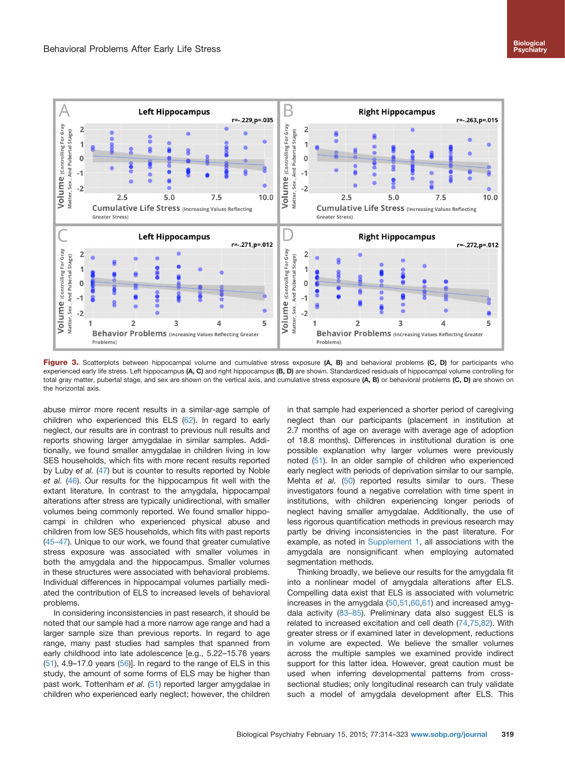**Figure 3.** Scatterplots between hippocampal volume and cumulative stress exposure **(A, B)** and behavioral problems **(C, D)** for participants who experienced early life stress. Left hippocampus **(A, C)** and right hippocampus **(B, D)** are shown. Standardized residuals of hippocampal volume controlling for total gray matter, pubertal stage, and sex are shown on the vertical axis, and cumulative stress exposure **(A, B)** or behavioral problems **(C, D)** are shown on the horizontal axis.

abuse mirror more recent results in a similar-age sample of children who experienced this ELS (62). In regard to early neglect, our results are in contrast to previous null results and reports showing larger amygdalae in similar samples. Additionally, we found smaller amygdalae in children living in low SES households, which fits with more recent results reported by Luby *et al.* (47) but is counter to results reported by Noble *et al.* (46). Our results for the hippocampus fit well with the extant literature. In contrast to the amygdala, hippocampal alterations after stress are typically unidirectional, with smaller volumes being commonly reported. We found smaller hippocampi in children who experienced physical abuse and children from low SES households, which fits with past reports (45–47). Unique to our work, we found that greater cumulative stress exposure was associated with smaller volumes in both the amygdala and the hippocampus. Smaller volumes in these structures were associated with behavioral problems. Individual differences in hippocampal volumes partially mediated the contribution of ELS to increased levels of behavioral problems.

In considering inconsistencies in past research, it should be noted that our sample had a more narrow age range and had a larger sample size than previous reports. In regard to age range, many past studies had samples that spanned from early childhood into late adolescence [e.g., 5.22–15.76 years (51), 4.9–17.0 years (56)]. In regard to the range of ELS in this study, the amount of some forms of ELS may be higher than past work. Tottenham *et al.* (51) reported larger amygdalae in children who experienced early neglect; however, the children in that sample had experienced a shorter period of caregiving neglect than our participants (placement in institution at 2.7 months of age on average with average age of adoption of 18.8 months). Differences in institutional duration is one possible explanation why larger volumes were previously noted (51). In an older sample of children who experienced early neglect with periods of deprivation similar to our sample, Mehta *et al.* (50) reported results similar to ours. These investigators found a negative correlation with time spent in institutions, with children experiencing longer periods of neglect having smaller amygdalae. Additionally, the use of less rigorous quantification methods in previous research may partly be driving inconsistencies in the past literature. For example, as noted in Supplement 1, all associations with the amygdala are nonsignificant when employing automated segmentation methods.

Thinking broadly, we believe our results for the amygdala fit into a nonlinear model of amygdala alterations after ELS. Compelling data exist that ELS is associated with volumetric increases in the amygdala (50,51,60,61) and increased amygdala activity (83–85). Preliminary data also suggest ELS is related to increased excitation and cell death (74,75,82). With greater stress or if examined later in development, reductions in volume are expected. We believe the smaller volumes across the multiple samples we examined provide indirect support for this latter idea. However, great caution must be used when inferring developmental patterns from cross-sectional studies; only longitudinal research can truly validate such a model of amygdala development after ELS. This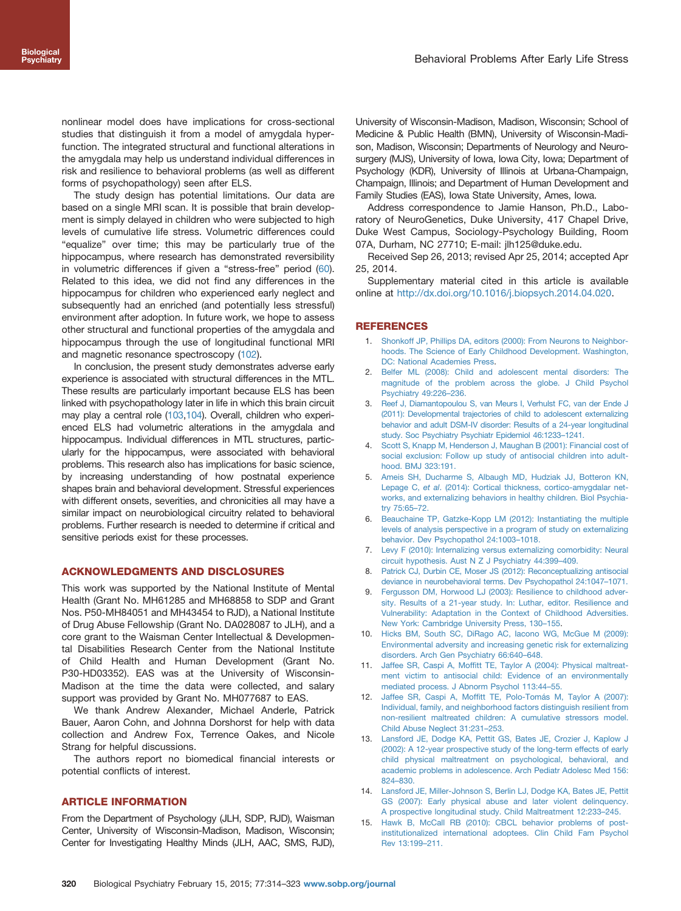nonlinear model does have implications for cross-sectional studies that distinguish it from a model of amygdala hyperfunction. The integrated structural and functional alterations in the amygdala may help us understand individual differences in risk and resilience to behavioral problems (as well as different forms of psychopathology) seen after ELS.

The study design has potential limitations. Our data are based on a single MRI scan. It is possible that brain development is simply delayed in children who were subjected to high levels of cumulative life stress. Volumetric differences could "equalize" over time; this may be particularly true of the hippocampus, where research has demonstrated reversibility in volumetric differences if given a "stress-free" period (60). Related to this idea, we did not find any differences in the hippocampus for children who experienced early neglect and subsequently had an enriched (and potentially less stressful) environment after adoption. In future work, we hope to assess other structural and functional properties of the amygdala and hippocampus through the use of longitudinal functional MRI and magnetic resonance spectroscopy (102).

In conclusion, the present study demonstrates adverse early experience is associated with structural differences in the MTL. These results are particularly important because ELS has been linked with psychopathology later in life in which this brain circuit may play a central role (103,104). Overall, children who experienced ELS had volumetric alterations in the amygdala and hippocampus. Individual differences in MTL structures, particularly for the hippocampus, were associated with behavioral problems. This research also has implications for basic science, by increasing understanding of how postnatal experience shapes brain and behavioral development. Stressful experiences with different onsets, severities, and chronicities all may have a similar impact on neurobiological circuitry related to behavioral problems. Further research is needed to determine if critical and sensitive periods exist for these processes.

## ACKNOWLEDGMENTS AND DISCLOSURES

This work was supported by the National Institute of Mental Health (Grant No. MH61285 and MH68858 to SDP and Grant Nos. P50-MH84051 and MH43454 to RJD), a National Institute of Drug Abuse Fellowship (Grant No. DA028087 to JLH), and a core grant to the Waisman Center Intellectual & Developmental Disabilities Research Center from the National Institute of Child Health and Human Development (Grant No. P30-HD03352). EAS was at the University of Wisconsin-Madison at the time the data were collected, and salary support was provided by Grant No. MH077687 to EAS.

We thank Andrew Alexander, Michael Anderle, Patrick Bauer, Aaron Cohn, and Johnna Dorshorst for help with data collection and Andrew Fox, Terrence Oakes, and Nicole Strang for helpful discussions.

The authors report no biomedical financial interests or potential conflicts of interest.

## ARTICLE INFORMATION

From the Department of Psychology (JLH, SDP, RJD), Waisman Center, University of Wisconsin-Madison, Madison, Wisconsin; Center for Investigating Healthy Minds (JLH, AAC, SMS, RJD), University of Wisconsin-Madison, Madison, Wisconsin; School of Medicine & Public Health (BMN), University of Wisconsin-Madison, Madison, Wisconsin; Departments of Neurology and Neurosurgery (MJS), University of Iowa, Iowa City, Iowa; Department of Psychology (KDR), University of Illinois at Urbana-Champaign, Champaign, Illinois; and Department of Human Development and Family Studies (EAS), Iowa State University, Ames, Iowa.

Address correspondence to Jamie Hanson, Ph.D., Laboratory of NeuroGenetics, Duke University, 417 Chapel Drive, Duke West Campus, Sociology-Psychology Building, Room 07A, Durham, NC 27710; E-mail: jlh125@duke.edu.

Received Sep 26, 2013; revised Apr 25, 2014; accepted Apr 25, 2014.

Supplementary material cited in this article is available online at http://dx.doi.org/10.1016/j.biopsych.2014.04.020.

## REFERENCES

1. Shonkoff JP, Phillips DA, editors (2000): From Neurons to Neighborhoods. The Science of Early Childhood Development. Washington, DC: National Academies Press.
2. Belfer ML (2008): Child and adolescent mental disorders: The magnitude of the problem across the globe. J Child Psychol Psychiatry 49:226–236.
3. Reef J, Diamantopoulou S, van Meurs I, Verhulst FC, van der Ende J (2011): Developmental trajectories of child to adolescent externalizing behavior and adult DSM-IV disorder: Results of a 24-year longitudinal study. Soc Psychiatry Psychiatr Epidemiol 46:1233–1241.
4. Scott S, Knapp M, Henderson J, Maughan B (2001): Financial cost of social exclusion: Follow up study of antisocial children into adulthood. BMJ 323:191.
5. Ameis SH, Ducharme S, Albaugh MD, Hudziak JJ, Botteron KN, Lepage C, *et al*. (2014): Cortical thickness, cortico-amygdalar networks, and externalizing behaviors in healthy children. Biol Psychiatry 75:65–72.
6. Beauchaine TP, Gatzke-Kopp LM (2012): Instantiating the multiple levels of analysis perspective in a program of study on externalizing behavior. Dev Psychopathol 24:1003–1018.
7. Levy F (2010): Internalizing versus externalizing comorbidity: Neural circuit hypothesis. Aust N Z J Psychiatry 44:399–409.
8. Patrick CJ, Durbin CE, Moser JS (2012): Reconceptualizing antisocial deviance in neurobehavioral terms. Dev Psychopathol 24:1047–1071.
9. Fergusson DM, Horwood LJ (2003): Resilience to childhood adversity. Results of a 21-year study. In: Luthar, editor. Resilience and Vulnerability: Adaptation in the Context of Childhood Adversities. New York: Cambridge University Press, 130–155.
10. Hicks BM, South SC, DiRago AC, Iacono WG, McGue M (2009): Environmental adversity and increasing genetic risk for externalizing disorders. Arch Gen Psychiatry 66:640–648.
11. Jaffee SR, Caspi A, Moffitt TE, Taylor A (2004): Physical maltreatment victim to antisocial child: Evidence of an environmentally mediated process. J Abnorm Psychol 113:44–55.
12. Jaffee SR, Caspi A, Moffitt TE, Polo-Tomás M, Taylor A (2007): Individual, family, and neighborhood factors distinguish resilient from non-resilient maltreated children: A cumulative stressors model. Child Abuse Neglect 31:231–253.
13. Lansford JE, Dodge KA, Pettit GS, Bates JE, Crozier J, Kaplow J (2002): A 12-year prospective study of the long-term effects of early child physical maltreatment on psychological, behavioral, and academic problems in adolescence. Arch Pediatr Adolesc Med 156: 824–830.
14. Lansford JE, Miller-Johnson S, Berlin LJ, Dodge KA, Bates JE, Pettit GS (2007): Early physical abuse and later violent delinquency. A prospective longitudinal study. Child Maltreatment 12:233–245.
15. Hawk B, McCall RB (2010): CBCL behavior problems of post-institutionalized international adoptees. Clin Child Fam Psychol Rev 13:199–211.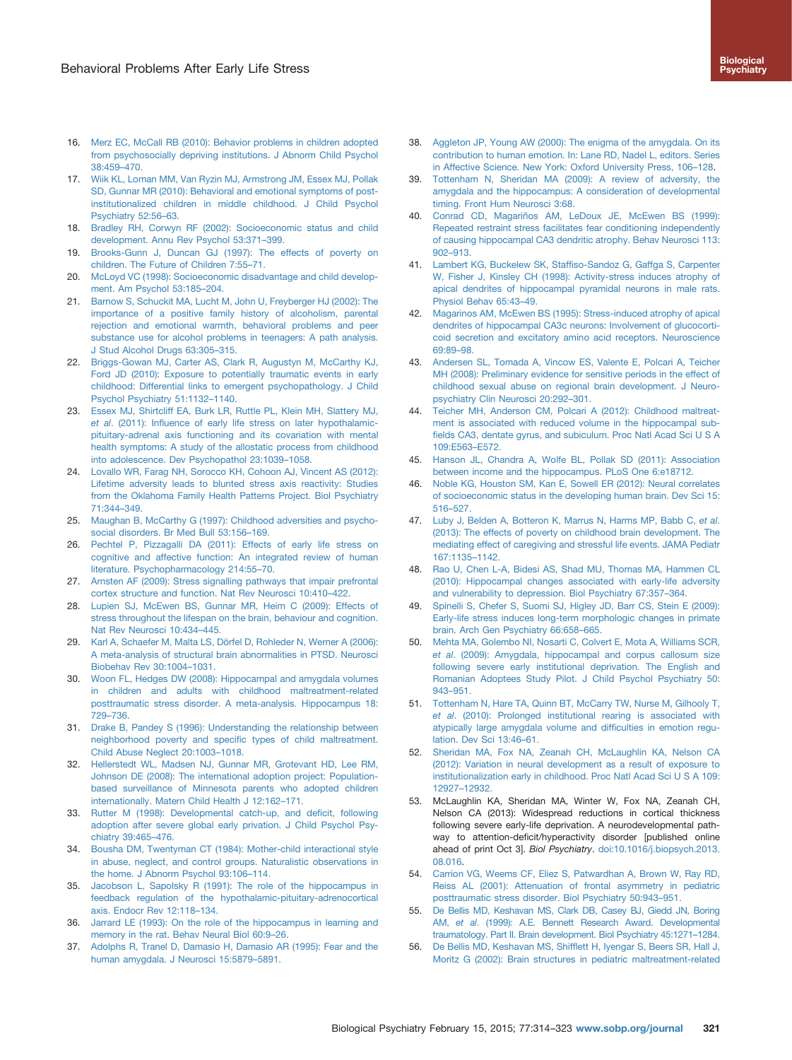16. Merz EC, McCall RB (2010): Behavior problems in children adopted from psychosocially depriving institutions. J Abnorm Child Psychol 38:459–470.
17. Wiik KL, Loman MM, Van Ryzin MJ, Armstrong JM, Essex MJ, Pollak SD, Gunnar MR (2010): Behavioral and emotional symptoms of post-institutionalized children in middle childhood. J Child Psychol Psychiatry 52:56–63.
18. Bradley RH, Corwyn RF (2002): Socioeconomic status and child development. Annu Rev Psychol 53:371–399.
19. Brooks-Gunn J, Duncan GJ (1997): The effects of poverty on children. The Future of Children 7:55–71.
20. McLoyd VC (1998): Socioeconomic disadvantage and child development. Am Psychol 53:185–204.
21. Barnow S, Schuckit MA, Lucht M, John U, Freyberger HJ (2002): The importance of a positive family history of alcoholism, parental rejection and emotional warmth, behavioral problems and peer substance use for alcohol problems in teenagers: A path analysis. J Stud Alcohol Drugs 63:305–315.
22. Briggs-Gowan MJ, Carter AS, Clark R, Augustyn M, McCarthy KJ, Ford JD (2010): Exposure to potentially traumatic events in early childhood: Differential links to emergent psychopathology. J Child Psychol Psychiatry 51:1132–1140.
23. Essex MJ, Shirtcliff EA, Burk LR, Ruttle PL, Klein MH, Slattery MJ, *et al*. (2011): Influence of early life stress on later hypothalamic-pituitary-adrenal axis functioning and its covariation with mental health symptoms: A study of the allostatic process from childhood into adolescence. Dev Psychopathol 23:1039–1058.
24. Lovallo WR, Farag NH, Sorocco KH, Cohoon AJ, Vincent AS (2012): Lifetime adversity leads to blunted stress axis reactivity: Studies from the Oklahoma Family Health Patterns Project. Biol Psychiatry 71:344–349.
25. Maughan B, McCarthy G (1997): Childhood adversities and psychosocial disorders. Br Med Bull 53:156–169.
26. Pechtel P, Pizzagalli DA (2011): Effects of early life stress on cognitive and affective function: An integrated review of human literature. Psychopharmacology 214:55–70.
27. Arnsten AF (2009): Stress signalling pathways that impair prefrontal cortex structure and function. Nat Rev Neurosci 10:410–422.
28. Lupien SJ, McEwen BS, Gunnar MR, Heim C (2009): Effects of stress throughout the lifespan on the brain, behaviour and cognition. Nat Rev Neurosci 10:434–445.
29. Karl A, Schaefer M, Malta LS, Dörfel D, Rohleder N, Werner A (2006): A meta-analysis of structural brain abnormalities in PTSD. Neurosci Biobehav Rev 30:1004–1031.
30. Woon FL, Hedges DW (2008): Hippocampal and amygdala volumes in children and adults with childhood maltreatment-related posttraumatic stress disorder. A meta-analysis. Hippocampus 18: 729–736.
31. Drake B, Pandey S (1996): Understanding the relationship between neighborhood poverty and specific types of child maltreatment. Child Abuse Neglect 20:1003–1018.
32. Hellerstedt WL, Madsen NJ, Gunnar MR, Grotevant HD, Lee RM, Johnson DE (2008): The international adoption project: Population-based surveillance of Minnesota parents who adopted children internationally. Matern Child Health J 12:162–171.
33. Rutter M (1998): Developmental catch-up, and deficit, following adoption after severe global early privation. J Child Psychol Psychiatry 39:465–476.
34. Bousha DM, Twentyman CT (1984): Mother-child interactional style in abuse, neglect, and control groups. Naturalistic observations in the home. J Abnorm Psychol 93:106–114.
35. Jacobson L, Sapolsky R (1991): The role of the hippocampus in feedback regulation of the hypothalamic-pituitary-adrenocortical axis. Endocr Rev 12:118–134.
36. Jarrard LE (1993): On the role of the hippocampus in learning and memory in the rat. Behav Neural Biol 60:9–26.
37. Adolphs R, Tranel D, Damasio H, Damasio AR (1995): Fear and the human amygdala. J Neurosci 15:5879–5891.
38. Aggleton JP, Young AW (2000): The enigma of the amygdala. On its contribution to human emotion. In: Lane RD, Nadel L, editors. Series in Affective Science. New York: Oxford University Press, 106–128.
39. Tottenham N, Sheridan MA (2009): A review of adversity, the amygdala and the hippocampus: A consideration of developmental timing. Front Hum Neurosci 3:68.
40. Conrad CD, Magariños AM, LeDoux JE, McEwen BS (1999): Repeated restraint stress facilitates fear conditioning independently of causing hippocampal CA3 dendritic atrophy. Behav Neurosci 113: 902–913.
41. Lambert KG, Buckelew SK, Staffiso-Sandoz G, Gaffga S, Carpenter W, Fisher J, Kinsley CH (1998): Activity-stress induces atrophy of apical dendrites of hippocampal pyramidal neurons in male rats. Physiol Behav 65:43–49.
42. Magarinos AM, McEwen BS (1995): Stress-induced atrophy of apical dendrites of hippocampal CA3c neurons: Involvement of glucocorticoid secretion and excitatory amino acid receptors. Neuroscience 69:89–98.
43. Andersen SL, Tomada A, Vincow ES, Valente E, Polcari A, Teicher MH (2008): Preliminary evidence for sensitive periods in the effect of childhood sexual abuse on regional brain development. J Neuropsychiatry Clin Neurosci 20:292–301.
44. Teicher MH, Anderson CM, Polcari A (2012): Childhood maltreatment is associated with reduced volume in the hippocampal subfields CA3, dentate gyrus, and subiculum. Proc Natl Acad Sci U S A 109:E563–E572.
45. Hanson JL, Chandra A, Wolfe BL, Pollak SD (2011): Association between income and the hippocampus. PLoS One 6:e18712.
46. Noble KG, Houston SM, Kan E, Sowell ER (2012): Neural correlates of socioeconomic status in the developing human brain. Dev Sci 15: 516–527.
47. Luby J, Belden A, Botteron K, Marrus N, Harms MP, Babb C, *et al*. (2013): The effects of poverty on childhood brain development. The mediating effect of caregiving and stressful life events. JAMA Pediatr 167:1135–1142.
48. Rao U, Chen L-A, Bidesi AS, Shad MU, Thomas MA, Hammen CL (2010): Hippocampal changes associated with early-life adversity and vulnerability to depression. Biol Psychiatry 67:357–364.
49. Spinelli S, Chefer S, Suomi SJ, Higley JD, Barr CS, Stein E (2009): Early-life stress induces long-term morphologic changes in primate brain. Arch Gen Psychiatry 66:658–665.
50. Mehta MA, Golembo NI, Nosarti C, Colvert E, Mota A, Williams SCR, *et al*. (2009): Amygdala, hippocampal and corpus callosum size following severe early institutional deprivation. The English and Romanian Adoptees Study Pilot. J Child Psychol Psychiatry 50: 943–951.
51. Tottenham N, Hare TA, Quinn BT, McCarry TW, Nurse M, Gilhooly T, *et al*. (2010): Prolonged institutional rearing is associated with atypically large amygdala volume and difficulties in emotion regulation. Dev Sci 13:46–61.
52. Sheridan MA, Fox NA, Zeanah CH, McLaughlin KA, Nelson CA (2012): Variation in neural development as a result of exposure to institutionalization early in childhood. Proc Natl Acad Sci U S A 109: 12927–12932.
53. McLaughlin KA, Sheridan MA, Winter W, Fox NA, Zeanah CH, Nelson CA (2013): Widespread reductions in cortical thickness following severe early-life deprivation. A neurodevelopmental pathway to attention-deficit/hyperactivity disorder [published online ahead of print Oct 3]. *Biol Psychiatry*. doi:10.1016/j.biopsych.2013.08.016.
54. Carrion VG, Weems CF, Eliez S, Patwardhan A, Brown W, Ray RD, Reiss AL (2001): Attenuation of frontal asymmetry in pediatric posttraumatic stress disorder. Biol Psychiatry 50:943–951.
55. De Bellis MD, Keshavan MS, Clark DB, Casey BJ, Giedd JN, Boring AM, *et al*. (1999): A.E. Bennett Research Award. Developmental traumatology. Part II. Brain development. Biol Psychiatry 45:1271–1284.
56. De Bellis MD, Keshavan MS, Shifflett H, Iyengar S, Beers SR, Hall J, Moritz G (2002): Brain structures in pediatric maltreatment-related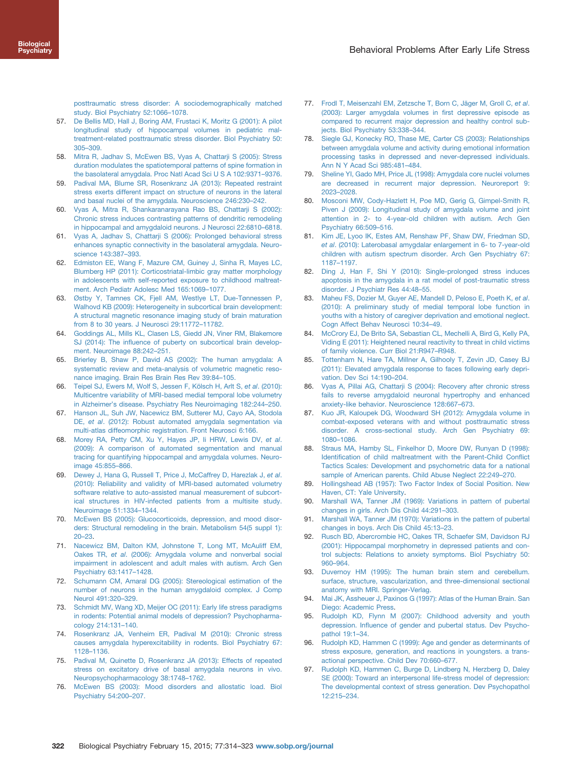posttraumatic stress disorder: A sociodemographically matched study. Biol Psychiatry 52:1066–1078.

57. De Bellis MD, Hall J, Boring AM, Frustaci K, Moritz G (2001): A pilot longitudinal study of hippocampal volumes in pediatric maltreatment-related posttraumatic stress disorder. Biol Psychiatry 50: 305–309.
58. Mitra R, Jadhav S, McEwen BS, Vyas A, Chattarji S (2005): Stress duration modulates the spatiotemporal patterns of spine formation in the basolateral amygdala. Proc Natl Acad Sci U S A 102:9371–9376.
59. Padival MA, Blume SR, Rosenkranz JA (2013): Repeated restraint stress exerts different impact on structure of neurons in the lateral and basal nuclei of the amygdala. Neuroscience 246:230–242.
60. Vyas A, Mitra R, Shankaranarayana Rao BS, Chattarji S (2002): Chronic stress induces contrasting patterns of dendritic remodeling in hippocampal and amygdaloid neurons. J Neurosci 22:6810–6818.
61. Vyas A, Jadhav S, Chattarji S (2006): Prolonged behavioral stress enhances synaptic connectivity in the basolateral amygdala. Neuroscience 143:387–393.
62. Edmiston EE, Wang F, Mazure CM, Guiney J, Sinha R, Mayes LC, Blumberg HP (2011): Corticostriatal-limbic gray matter morphology in adolescents with self-reported exposure to childhood maltreatment. Arch Pediatr Adolesc Med 165:1069–1077.
63. Østby Y, Tamnes CK, Fjell AM, Westlye LT, Due-Tønnessen P, Walhovd KB (2009): Heterogeneity in subcortical brain development: A structural magnetic resonance imaging study of brain maturation from 8 to 30 years. J Neurosci 29:11772–11782.
64. Goddings AL, Mills KL, Clasen LS, Giedd JN, Viner RM, Blakemore SJ (2014): The influence of puberty on subcortical brain development. Neuroimage 88:242–251.
65. Brierley B, Shaw P, David AS (2002): The human amygdala: A systematic review and meta-analysis of volumetric magnetic resonance imaging. Brain Res Brain Res Rev 39:84–105.
66. Teipel SJ, Ewers M, Wolf S, Jessen F, Kölsch H, Arlt S, *et al*. (2010): Multicentre variability of MRI-based medial temporal lobe volumetry in Alzheimer's disease. Psychiatry Res Neuroimaging 182:244–250.
67. Hanson JL, Suh JW, Nacewicz BM, Sutterer MJ, Cayo AA, Stodola DE, *et al*. (2012): Robust automated amygdala segmentation via multi-atlas diffeomorphic registration. Front Neurosci 6:166.
68. Morey RA, Petty CM, Xu Y, Hayes JP, Ii HRW, Lewis DV, *et al*. (2009): A comparison of automated segmentation and manual tracing for quantifying hippocampal and amygdala volumes. Neuroimage 45:855–866.
69. Dewey J, Hana G, Russell T, Price J, McCaffrey D, Harezlak J, *et al*. (2010): Reliability and validity of MRI-based automated volumetry software relative to auto-assisted manual measurement of subcortical structures in HIV-infected patients from a multisite study. Neuroimage 51:1334–1344.
70. McEwen BS (2005): Glucocorticoids, depression, and mood disorders: Structural remodeling in the brain. Metabolism 54(5 suppl 1): 20–23.
71. Nacewicz BM, Dalton KM, Johnstone T, Long MT, McAuliff EM, Oakes TR, *et al*. (2006): Amygdala volume and nonverbal social impairment in adolescent and adult males with autism. Arch Gen Psychiatry 63:1417–1428.
72. Schumann CM, Amaral DG (2005): Stereological estimation of the number of neurons in the human amygdaloid complex. J Comp Neurol 491:320–329.
73. Schmidt MV, Wang XD, Meijer OC (2011): Early life stress paradigms in rodents: Potential animal models of depression? Psychopharmacology 214:131–140.
74. Rosenkranz JA, Venheim ER, Padival M (2010): Chronic stress causes amygdala hyperexcitability in rodents. Biol Psychiatry 67: 1128–1136.
75. Padival M, Quinette D, Rosenkranz JA (2013): Effects of repeated stress on excitatory drive of basal amygdala neurons in vivo. Neuropsychopharmacology 38:1748–1762.
76. McEwen BS (2003): Mood disorders and allostatic load. Biol Psychiatry 54:200–207.
77. Frodl T, Meisenzahl EM, Zetzsche T, Born C, Jäger M, Groll C, *et al*. (2003): Larger amygdala volumes in first depressive episode as compared to recurrent major depression and healthy control subjects. Biol Psychiatry 53:338–344.
78. Siegle GJ, Konecky RO, Thase ME, Carter CS (2003): Relationships between amygdala volume and activity during emotional information processing tasks in depressed and never-depressed individuals. Ann N Y Acad Sci 985:481–484.
79. Sheline YI, Gado MH, Price JL (1998): Amygdala core nuclei volumes are decreased in recurrent major depression. Neuroreport 9: 2023–2028.
80. Mosconi MW, Cody-Hazlett H, Poe MD, Gerig G, Gimpel-Smith R, Piven J (2009): Longitudinal study of amygdala volume and joint attention in 2- to 4-year-old children with autism. Arch Gen Psychiatry 66:509–516.
81. Kim JE, Lyoo IK, Estes AM, Renshaw PF, Shaw DW, Friedman SD, *et al*. (2010): Laterobasal amygdalar enlargement in 6- to 7-year-old children with autism spectrum disorder. Arch Gen Psychiatry 67: 1187–1197.
82. Ding J, Han F, Shi Y (2010): Single-prolonged stress induces apoptosis in the amygdala in a rat model of post-traumatic stress disorder. J Psychiatr Res 44:48–55.
83. Maheu FS, Dozier M, Guyer AE, Mandell D, Peloso E, Poeth K, *et al*. (2010): A preliminary study of medial temporal lobe function in youths with a history of caregiver deprivation and emotional neglect. Cogn Affect Behav Neurosci 10:34–49.
84. McCrory EJ, De Brito SA, Sebastian CL, Mechelli A, Bird G, Kelly PA, Viding E (2011): Heightened neural reactivity to threat in child victims of family violence. Curr Biol 21:R947–R948.
85. Tottenham N, Hare TA, Millner A, Gilhooly T, Zevin JD, Casey BJ (2011): Elevated amygdala response to faces following early deprivation. Dev Sci 14:190–204.
86. Vyas A, Pillai AG, Chattarji S (2004): Recovery after chronic stress fails to reverse amygdaloid neuronal hypertrophy and enhanced anxiety-like behavior. Neuroscience 128:667–673.
87. Kuo JR, Kaloupek DG, Woodward SH (2012): Amygdala volume in combat-exposed veterans with and without posttraumatic stress disorder. A cross-sectional study. Arch Gen Psychiatry 69: 1080–1086.
88. Straus MA, Hamby SL, Finkelhor D, Moore DW, Runyan D (1998): Identification of child maltreatment with the Parent-Child Conflict Tactics Scales: Development and psychometric data for a national sample of American parents. Child Abuse Neglect 22:249–270.
89. Hollingshead AB (1957): Two Factor Index of Social Position. New Haven, CT: Yale University.
90. Marshall WA, Tanner JM (1969): Variations in pattern of pubertal changes in girls. Arch Dis Child 44:291–303.
91. Marshall WA, Tanner JM (1970): Variations in the pattern of pubertal changes in boys. Arch Dis Child 45:13–23.
92. Rusch BD, Abercrombie HC, Oakes TR, Schaefer SM, Davidson RJ (2001): Hippocampal morphometry in depressed patients and control subjects: Relations to anxiety symptoms. Biol Psychiatry 50: 960–964.
93. Duvernoy HM (1995): The human brain stem and cerebellum. surface, structure, vascularization, and three-dimensional sectional anatomy with MRI. Springer-Verlag.
94. Mai JK, Assheuer J, Paxinos G (1997): Atlas of the Human Brain. San Diego: Academic Press.
95. Rudolph KD, Flynn M (2007): Childhood adversity and youth depression. Influence of gender and pubertal status. Dev Psychopathol 19:1–34.
96. Rudolph KD, Hammen C (1999): Age and gender as determinants of stress exposure, generation, and reactions in youngsters. a transactional perspective. Child Dev 70:660–677.
97. Rudolph KD, Hammen C, Burge D, Lindberg N, Herzberg D, Daley SE (2000): Toward an interpersonal life-stress model of depression: The developmental context of stress generation. Dev Psychopathol 12:215–234.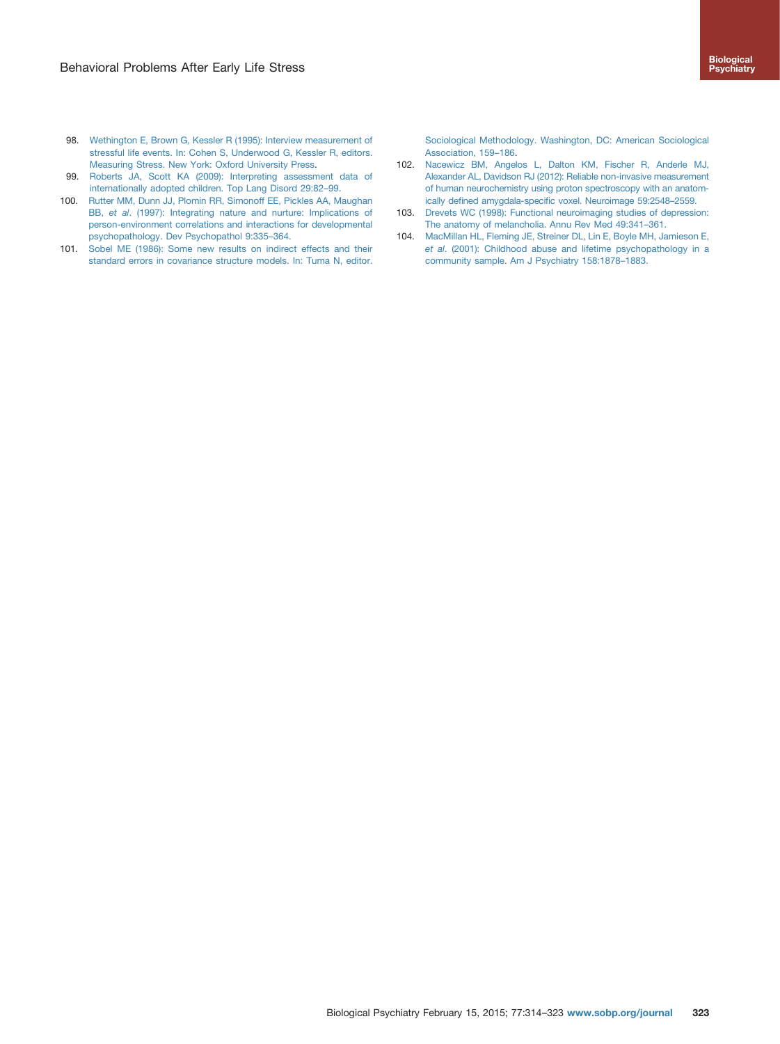98. Wethington E, Brown G, Kessler R (1995): Interview measurement of stressful life events. In: Cohen S, Underwood G, Kessler R, editors. Measuring Stress. New York: Oxford University Press.
99. Roberts JA, Scott KA (2009): Interpreting assessment data of internationally adopted children. Top Lang Disord 29:82–99.
100. Rutter MM, Dunn JJ, Plomin RR, Simonoff EE, Pickles AA, Maughan BB, *et al*. (1997): Integrating nature and nurture: Implications of person-environment correlations and interactions for developmental psychopathology. Dev Psychopathol 9:335–364.
101. Sobel ME (1986): Some new results on indirect effects and their standard errors in covariance structure models. In: Tuma N, editor. Sociological Methodology. Washington, DC: American Sociological Association, 159–186.
102. Nacewicz BM, Angelos L, Dalton KM, Fischer R, Anderle MJ, Alexander AL, Davidson RJ (2012): Reliable non-invasive measurement of human neurochemistry using proton spectroscopy with an anatomically defined amygdala-specific voxel. Neuroimage 59:2548–2559.
103. Drevets WC (1998): Functional neuroimaging studies of depression: The anatomy of melancholia. Annu Rev Med 49:341–361.
104. MacMillan HL, Fleming JE, Streiner DL, Lin E, Boyle MH, Jamieson E, *et al*. (2001): Childhood abuse and lifetime psychopathology in a community sample. Am J Psychiatry 158:1878–1883.